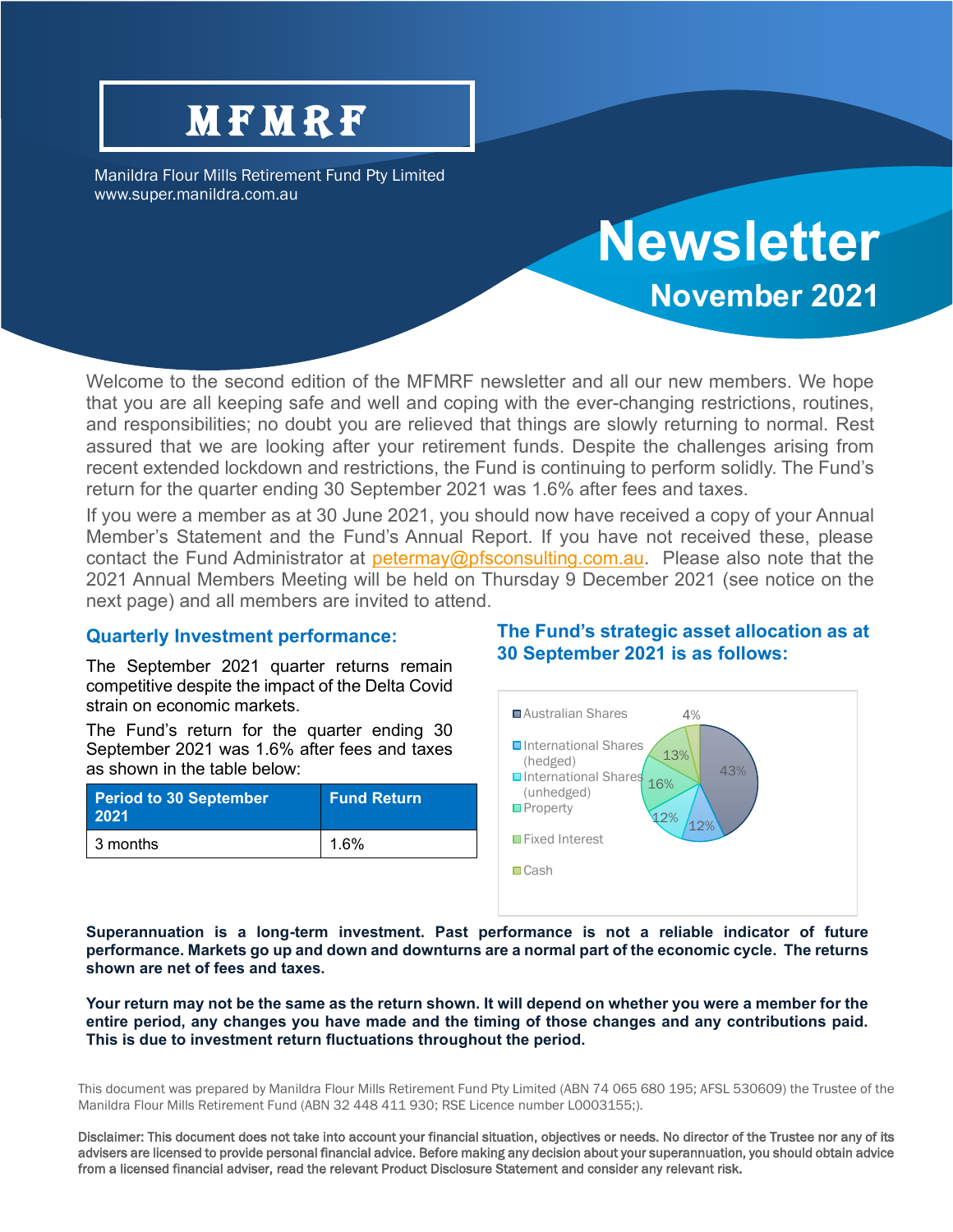# MFMRF

Manildra Flour Mills Retirement Fund Pty Limited
www.super.manildra.com.au

# Newsletter

## November 2021

Welcome to the second edition of the MFMRF newsletter and all our new members. We hope that you are all keeping safe and well and coping with the ever-changing restrictions, routines, and responsibilities; no doubt you are relieved that things are slowly returning to normal. Rest assured that we are looking after your retirement funds. Despite the challenges arising from recent extended lockdown and restrictions, the Fund is continuing to perform solidly. The Fund's return for the quarter ending 30 September 2021 was 1.6% after fees and taxes.

If you were a member as at 30 June 2021, you should now have received a copy of your Annual Member's Statement and the Fund's Annual Report. If you have not received these, please contact the Fund Administrator at petermay@pfsconsulting.com.au. Please also note that the 2021 Annual Members Meeting will be held on Thursday 9 December 2021 (see notice on the next page) and all members are invited to attend.

### Quarterly Investment performance:

The September 2021 quarter returns remain competitive despite the impact of the Delta Covid strain on economic markets.

The Fund's return for the quarter ending 30 September 2021 was 1.6% after fees and taxes as shown in the table below:

| Period to 30 September 2021 | Fund Return |
|---|---|
| 3 months | 1.6% |

### The Fund's strategic asset allocation as at 30 September 2021 is as follows:

| Asset class | Allocation |
|---|---|
| Australian Shares | 43% |
| International Shares (hedged) | 12% |
| International Shares (unhedged) | 12% |
| Property | 16% |
| Fixed Interest | 13% |
| Cash | 4% |

**Superannuation is a long-term investment. Past performance is not a reliable indicator of future performance. Markets go up and down and downturns are a normal part of the economic cycle. The returns shown are net of fees and taxes.**

**Your return may not be the same as the return shown. It will depend on whether you were a member for the entire period, any changes you have made and the timing of those changes and any contributions paid. This is due to investment return fluctuations throughout the period.**

This document was prepared by Manildra Flour Mills Retirement Fund Pty Limited (ABN 74 065 680 195; AFSL 530609) the Trustee of the Manildra Flour Mills Retirement Fund (ABN 32 448 411 930; RSE Licence number L0003155;).

Disclaimer: This document does not take into account your financial situation, objectives or needs. No director of the Trustee nor any of its advisers are licensed to provide personal financial advice. Before making any decision about your superannuation, you should obtain advice from a licensed financial adviser, read the relevant Product Disclosure Statement and consider any relevant risk.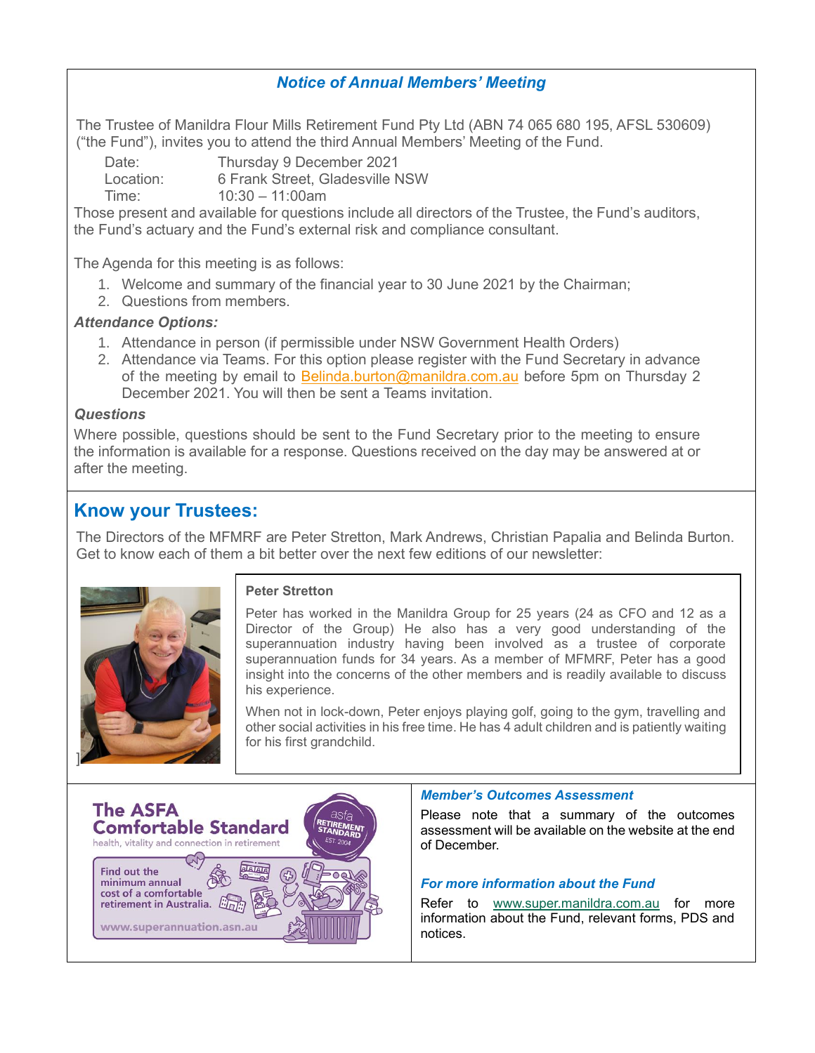## *Notice of Annual Members' Meeting*

The Trustee of Manildra Flour Mills Retirement Fund Pty Ltd (ABN 74 065 680 195, AFSL 530609) ("the Fund"), invites you to attend the third Annual Members' Meeting of the Fund.

| | |
|---|---|
| Date: | Thursday 9 December 2021 |
| Location: | 6 Frank Street, Gladesville NSW |
| Time: | 10:30 – 11:00am |

Those present and available for questions include all directors of the Trustee, the Fund's auditors, the Fund's actuary and the Fund's external risk and compliance consultant.

The Agenda for this meeting is as follows:

1. Welcome and summary of the financial year to 30 June 2021 by the Chairman;
2. Questions from members.

***Attendance Options:***

1. Attendance in person (if permissible under NSW Government Health Orders)
2. Attendance via Teams. For this option please register with the Fund Secretary in advance of the meeting by email to Belinda.burton@manildra.com.au before 5pm on Thursday 2 December 2021. You will then be sent a Teams invitation.

***Questions***

Where possible, questions should be sent to the Fund Secretary prior to the meeting to ensure the information is available for a response. Questions received on the day may be answered at or after the meeting.

## Know your Trustees:

The Directors of the MFMRF are Peter Stretton, Mark Andrews, Christian Papalia and Belinda Burton. Get to know each of them a bit better over the next few editions of our newsletter:

**Peter Stretton**

Peter has worked in the Manildra Group for 25 years (24 as CFO and 12 as a Director of the Group) He also has a very good understanding of the superannuation industry having been involved as a trustee of corporate superannuation funds for 34 years. As a member of MFMRF, Peter has a good insight into the concerns of the other members and is readily available to discuss his experience.

When not in lock-down, Peter enjoys playing golf, going to the gym, travelling and other social activities in his free time. He has 4 adult children and is patiently waiting for his first grandchild.

**The ASFA Comfortable Standard**

health, vitality and connection in retirement

asfa RETIREMENT STANDARD EST. 2004

Find out the minimum annual cost of a comfortable retirement in Australia.

www.superannuation.asn.au

***Member's Outcomes Assessment***

Please note that a summary of the outcomes assessment will be available on the website at the end of December.

***For more information about the Fund***

Refer to www.super.manildra.com.au for more information about the Fund, relevant forms, PDS and notices.